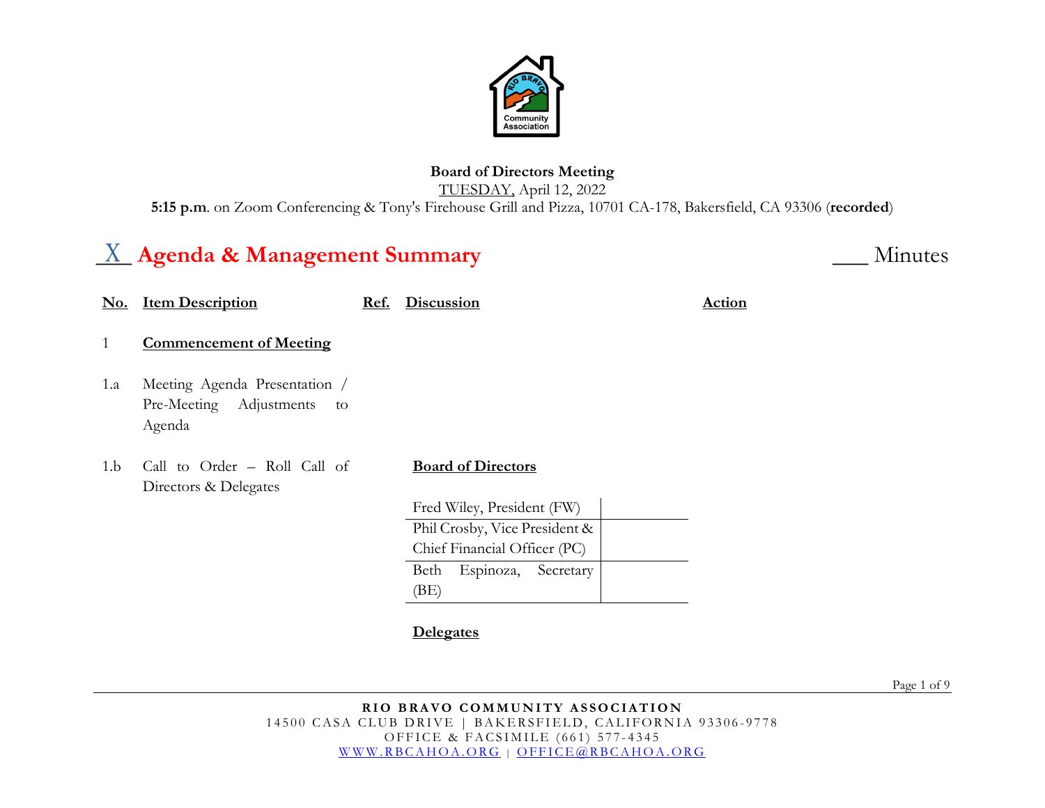**Board of Directors Meeting**

TUESDAY, April 12, 2022

**5:15 p.m**. on Zoom Conferencing & Tony's Firehouse Grill and Pizza, 10701 CA-178, Bakersfield, CA 93306 (**recorded**)

## _X_ Agenda & Management Summary ___ Minutes

| No. | Item Description | Ref. | Discussion | Action |
|---|---|---|---|---|
| 1 | **Commencement of Meeting** | | | |
| 1.a | Meeting Agenda Presentation / Pre-Meeting Adjustments to Agenda | | | |
| 1.b | Call to Order – Roll Call of Directors & Delegates | | **Board of Directors** | |

| Board of Directors | |
|---|---|
| Fred Wiley, President (FW) | |
| Phil Crosby, Vice President & Chief Financial Officer (PC) | |
| Beth Espinoza, Secretary (BE) | |

**Delegates**

**RIO BRAVO COMMUNITY ASSOCIATION**

14500 CASA CLUB DRIVE | BAKERSFIELD, CALIFORNIA 93306-9778

OFFICE & FACSIMILE (661) 577-4345

WWW.RBCAHOA.ORG | OFFICE@RBCAHOA.ORG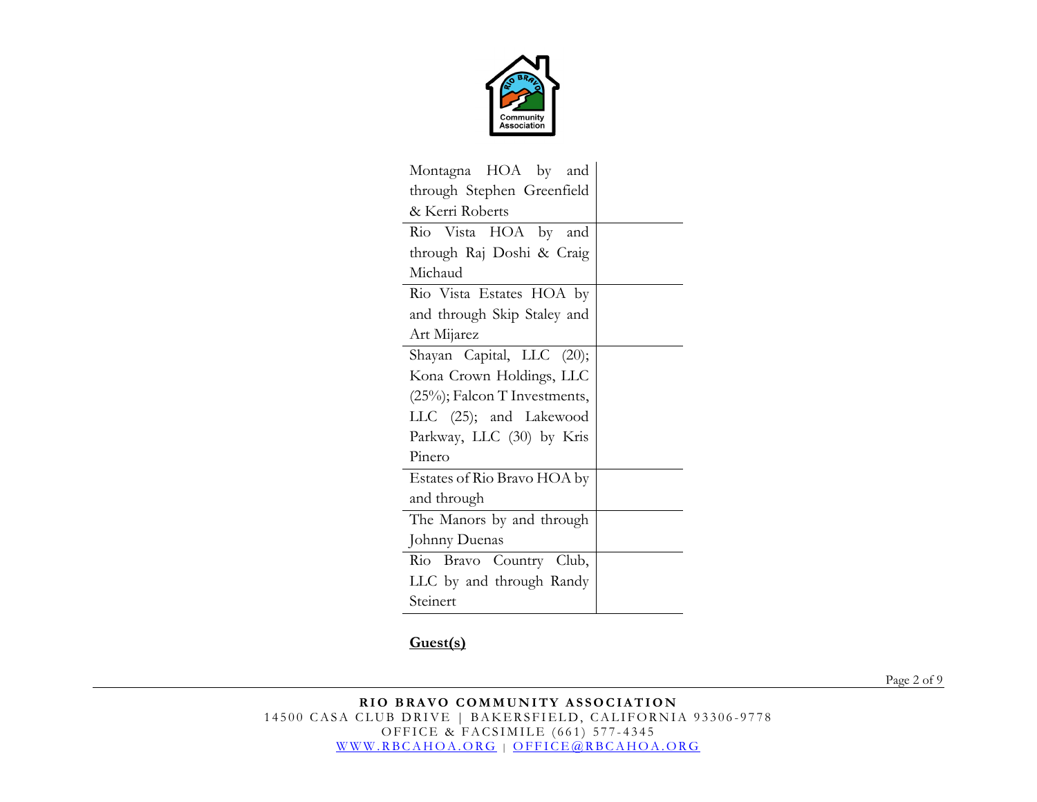| | |
|---|---|
| Montagna HOA by and through Stephen Greenfield & Kerri Roberts | |
| Rio Vista HOA by and through Raj Doshi & Craig Michaud | |
| Rio Vista Estates HOA by and through Skip Staley and Art Mijarez | |
| Shayan Capital, LLC (20); Kona Crown Holdings, LLC (25%); Falcon T Investments, LLC (25); and Lakewood Parkway, LLC (30) by Kris Pinero | |
| Estates of Rio Bravo HOA by and through | |
| The Manors by and through Johnny Duenas | |
| Rio Bravo Country Club, LLC by and through Randy Steinert | |

**Guest(s)**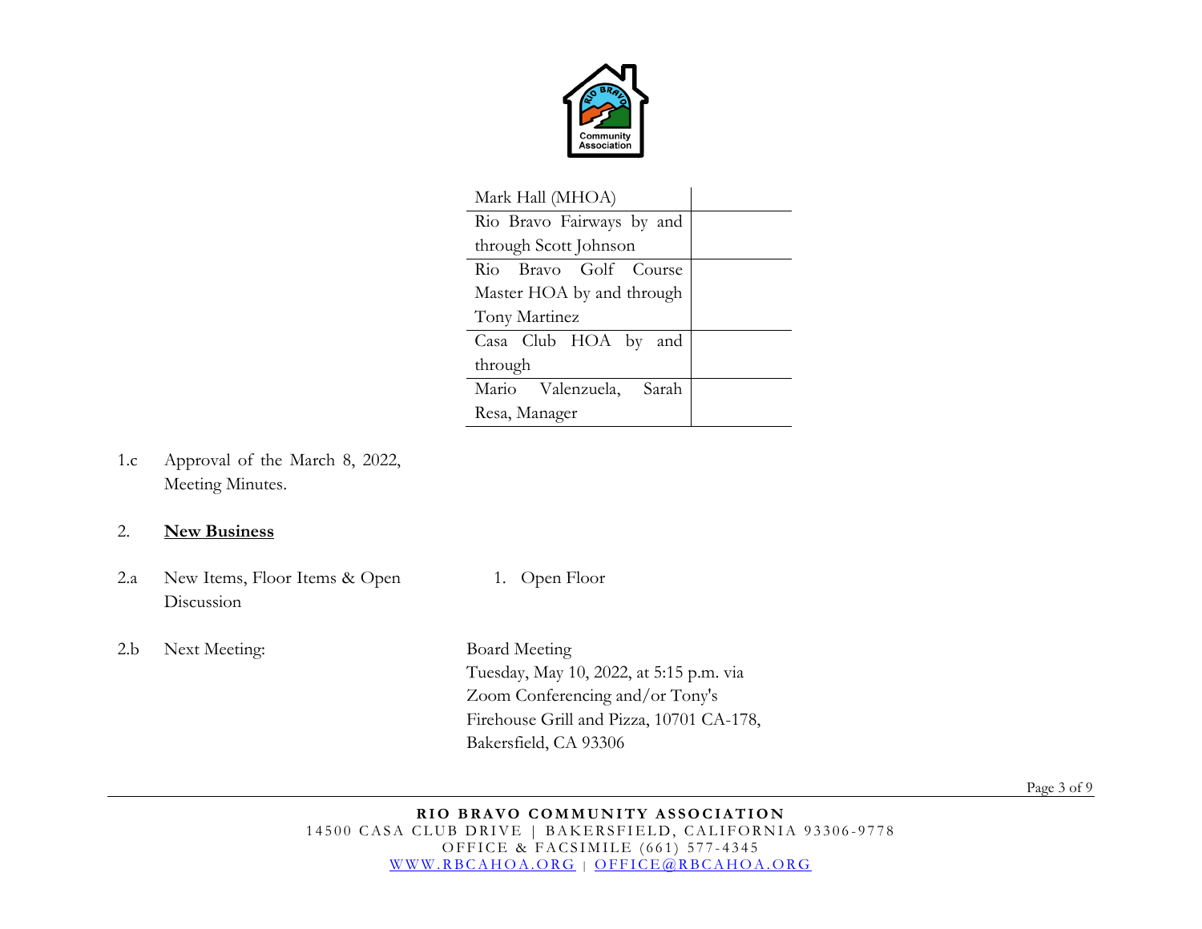| Mark Hall (MHOA) | |
|---|---|
| Rio Bravo Fairways by and through Scott Johnson | |
| Rio Bravo Golf Course Master HOA by and through Tony Martinez | |
| Casa Club HOA by and through | |
| Mario Valenzuela, Sarah Resa, Manager | |

1.c Approval of the March 8, 2022, Meeting Minutes.

2. **New Business**

2.a New Items, Floor Items & Open Discussion

1. Open Floor

2.b Next Meeting:

Board Meeting
Tuesday, May 10, 2022, at 5:15 p.m. via Zoom Conferencing and/or Tony's Firehouse Grill and Pizza, 10701 CA-178, Bakersfield, CA 93306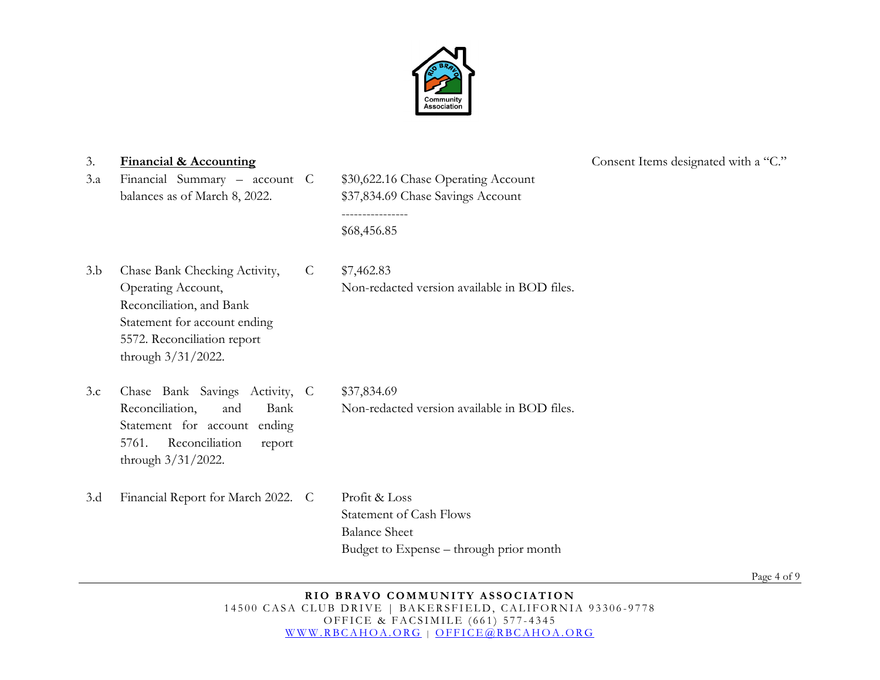3. **Financial & Accounting**

Consent Items designated with a "C."

| | | | |
|---|---|---|---|
| 3.a | Financial Summary – account balances as of March 8, 2022. | C | $30,622.16 Chase Operating Account<br>$37,834.69 Chase Savings Account<br>----------------<br>$68,456.85 |
| 3.b | Chase Bank Checking Activity, Operating Account, Reconciliation, and Bank Statement for account ending 5572. Reconciliation report through 3/31/2022. | C | $7,462.83<br>Non-redacted version available in BOD files. |
| 3.c | Chase Bank Savings Activity, Reconciliation, and Bank Statement for account ending 5761. Reconciliation report through 3/31/2022. | C | $37,834.69<br>Non-redacted version available in BOD files. |
| 3.d | Financial Report for March 2022. | C | Profit & Loss<br>Statement of Cash Flows<br>Balance Sheet<br>Budget to Expense – through prior month |

**RIO BRAVO COMMUNITY ASSOCIATION**
14500 CASA CLUB DRIVE | BAKERSFIELD, CALIFORNIA 93306-9778
OFFICE & FACSIMILE (661) 577-4345
WWW.RBCAHOA.ORG | OFFICE@RBCAHOA.ORG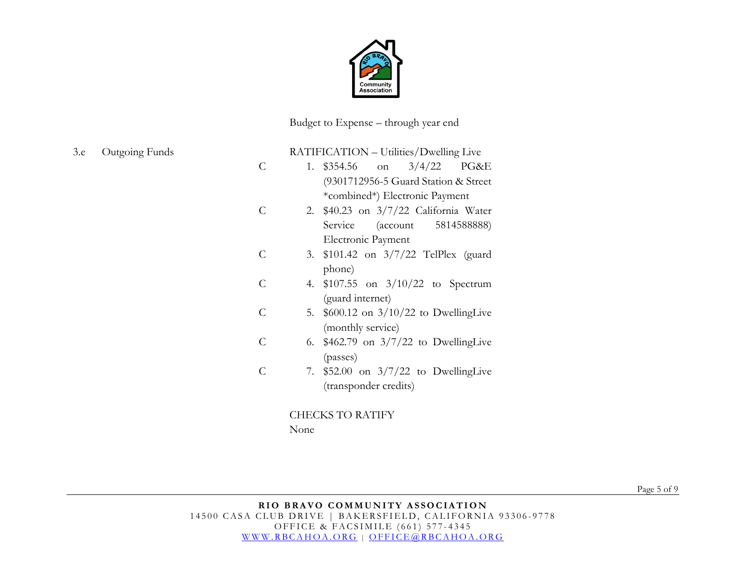Budget to Expense – through year end

3.e Outgoing Funds

RATIFICATION – Utilities/Dwelling Live

C 1. $354.56 on 3/4/22 PG&E (9301712956-5 Guard Station & Street *combined*) Electronic Payment

C 2. $40.23 on 3/7/22 California Water Service (account 5814588888) Electronic Payment

C 3. $101.42 on 3/7/22 TelPlex (guard phone)

C 4. $107.55 on 3/10/22 to Spectrum (guard internet)

C 5. $600.12 on 3/10/22 to DwellingLive (monthly service)

C 6. $462.79 on 3/7/22 to DwellingLive (passes)

C 7. $52.00 on 3/7/22 to DwellingLive (transponder credits)

CHECKS TO RATIFY

None

**RIO BRAVO COMMUNITY ASSOCIATION**
14500 CASA CLUB DRIVE | BAKERSFIELD, CALIFORNIA 93306-9778
OFFICE & FACSIMILE (661) 577-4345
WWW.RBCAHOA.ORG | OFFICE@RBCAHOA.ORG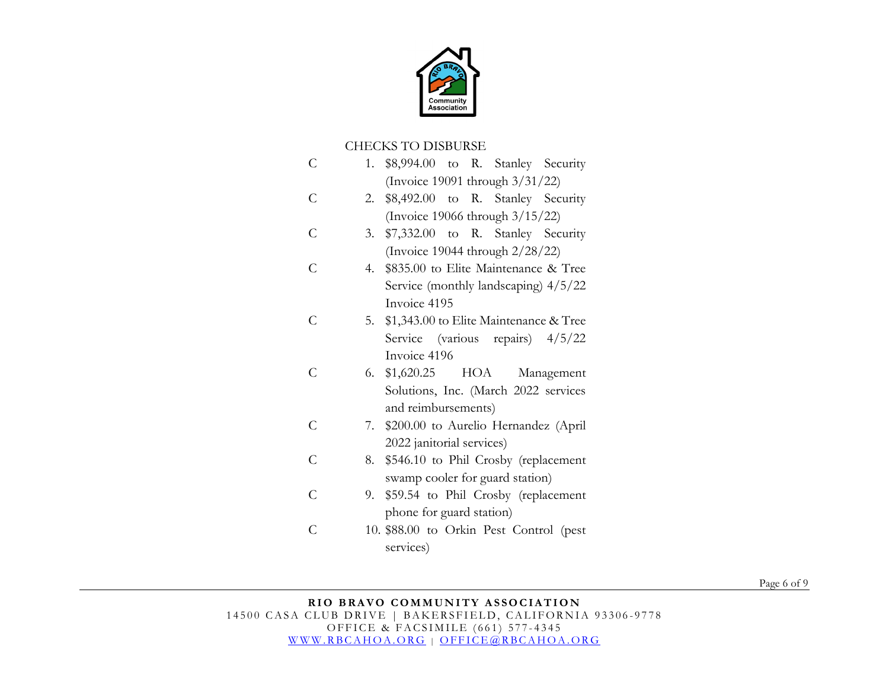CHECKS TO DISBURSE

C 1. $8,994.00 to R. Stanley Security (Invoice 19091 through 3/31/22)

C 2. $8,492.00 to R. Stanley Security (Invoice 19066 through 3/15/22)

C 3. $7,332.00 to R. Stanley Security (Invoice 19044 through 2/28/22)

C 4. $835.00 to Elite Maintenance & Tree Service (monthly landscaping) 4/5/22 Invoice 4195

C 5. $1,343.00 to Elite Maintenance & Tree Service (various repairs) 4/5/22 Invoice 4196

C 6. $1,620.25 HOA Management Solutions, Inc. (March 2022 services and reimbursements)

C 7. $200.00 to Aurelio Hernandez (April 2022 janitorial services)

C 8. $546.10 to Phil Crosby (replacement swamp cooler for guard station)

C 9. $59.54 to Phil Crosby (replacement phone for guard station)

C 10. $88.00 to Orkin Pest Control (pest services)

**RIO BRAVO COMMUNITY ASSOCIATION**
14500 CASA CLUB DRIVE | BAKERSFIELD, CALIFORNIA 93306-9778
OFFICE & FACSIMILE (661) 577-4345
WWW.RBCAHOA.ORG | OFFICE@RBCAHOA.ORG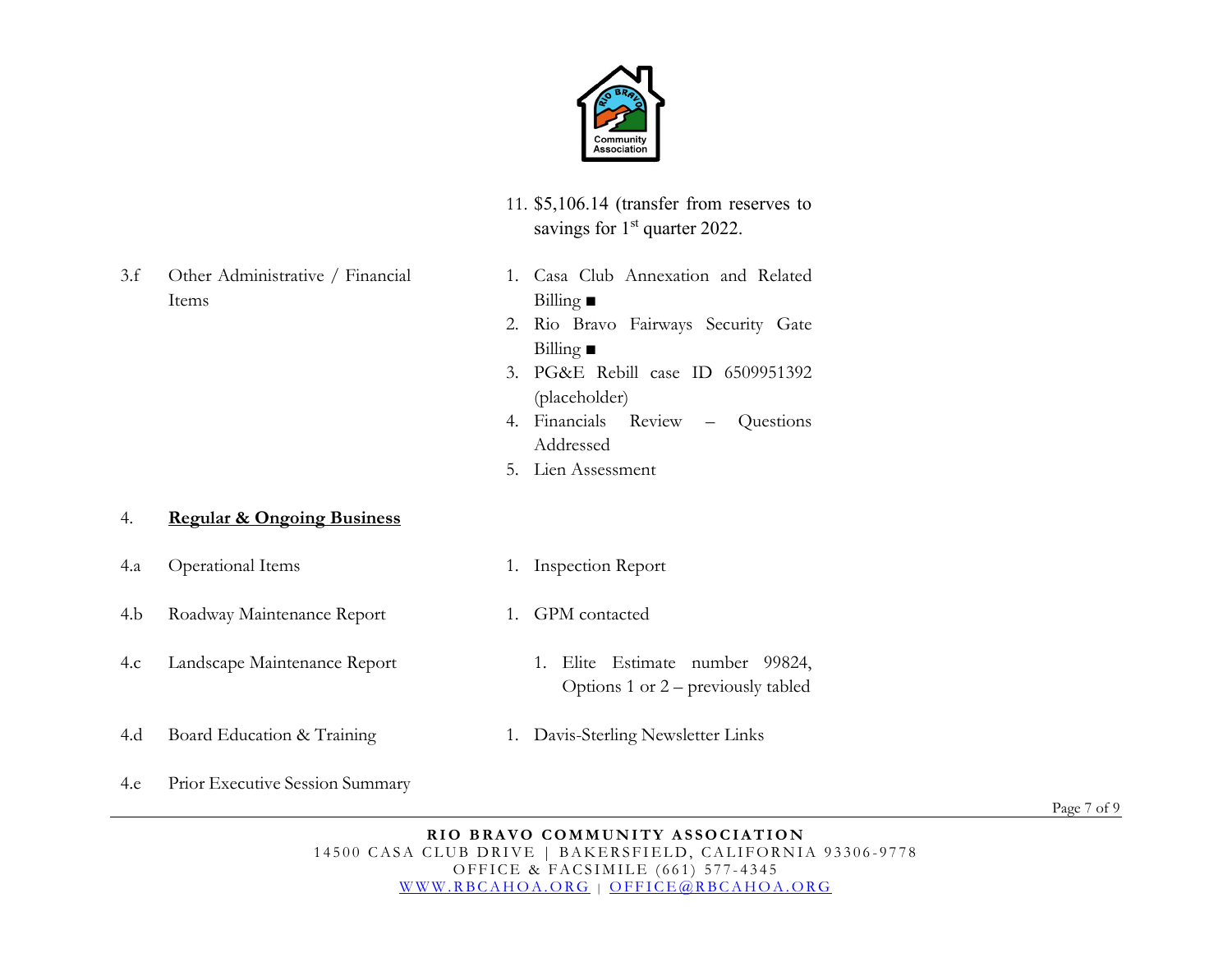11. $5,106.14 (transfer from reserves to savings for 1st quarter 2022.

| | | |
|---|---|---|
| 3.f | Other Administrative / Financial Items | 1. Casa Club Annexation and Related Billing ■<br>2. Rio Bravo Fairways Security Gate Billing ■<br>3. PG&E Rebill case ID 6509951392 (placeholder)<br>4. Financials Review – Questions Addressed<br>5. Lien Assessment |
| 4. | **Regular & Ongoing Business** | |
| 4.a | Operational Items | 1. Inspection Report |
| 4.b | Roadway Maintenance Report | 1. GPM contacted |
| 4.c | Landscape Maintenance Report | 1. Elite Estimate number 99824, Options 1 or 2 – previously tabled |
| 4.d | Board Education & Training | 1. Davis-Sterling Newsletter Links |
| 4.e | Prior Executive Session Summary | |

**RIO BRAVO COMMUNITY ASSOCIATION**
14500 CASA CLUB DRIVE | BAKERSFIELD, CALIFORNIA 93306-9778
OFFICE & FACSIMILE (661) 577-4345
WWW.RBCAHOA.ORG | OFFICE@RBCAHOA.ORG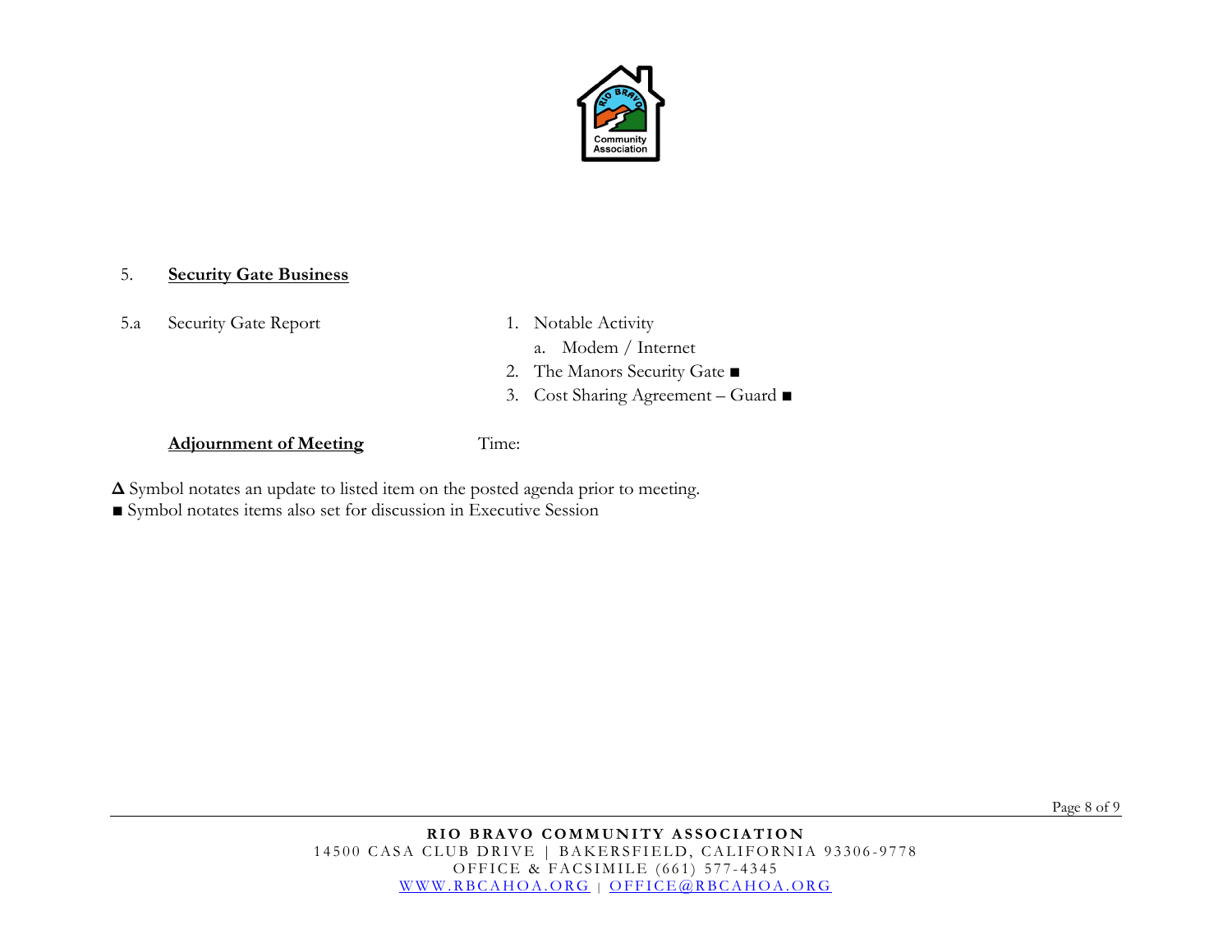5. **Security Gate Business**

5.a Security Gate Report

1. Notable Activity
   a. Modem / Internet
2. The Manors Security Gate ■
3. Cost Sharing Agreement – Guard ■

**Adjournment of Meeting** Time:

**Δ** Symbol notates an update to listed item on the posted agenda prior to meeting.
■ Symbol notates items also set for discussion in Executive Session

**RIO BRAVO COMMUNITY ASSOCIATION**
14500 CASA CLUB DRIVE | BAKERSFIELD, CALIFORNIA 93306-9778
OFFICE & FACSIMILE (661) 577-4345
WWW.RBCAHOA.ORG | OFFICE@RBCAHOA.ORG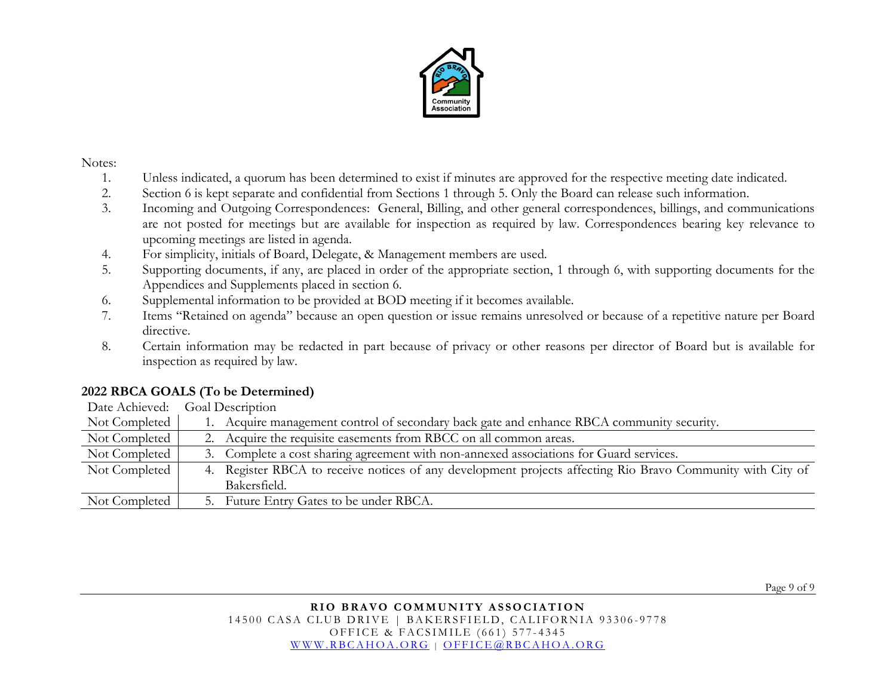Notes:

1. Unless indicated, a quorum has been determined to exist if minutes are approved for the respective meeting date indicated.
2. Section 6 is kept separate and confidential from Sections 1 through 5. Only the Board can release such information.
3. Incoming and Outgoing Correspondences: General, Billing, and other general correspondences, billings, and communications are not posted for meetings but are available for inspection as required by law. Correspondences bearing key relevance to upcoming meetings are listed in agenda.
4. For simplicity, initials of Board, Delegate, & Management members are used.
5. Supporting documents, if any, are placed in order of the appropriate section, 1 through 6, with supporting documents for the Appendices and Supplements placed in section 6.
6. Supplemental information to be provided at BOD meeting if it becomes available.
7. Items "Retained on agenda" because an open question or issue remains unresolved or because of a repetitive nature per Board directive.
8. Certain information may be redacted in part because of privacy or other reasons per director of Board but is available for inspection as required by law.

**2022 RBCA GOALS (To be Determined)**

| Date Achieved: | Goal Description |
|---|---|
| Not Completed | 1. Acquire management control of secondary back gate and enhance RBCA community security. |
| Not Completed | 2. Acquire the requisite easements from RBCC on all common areas. |
| Not Completed | 3. Complete a cost sharing agreement with non-annexed associations for Guard services. |
| Not Completed | 4. Register RBCA to receive notices of any development projects affecting Rio Bravo Community with City of Bakersfield. |
| Not Completed | 5. Future Entry Gates to be under RBCA. |

**RIO BRAVO COMMUNITY ASSOCIATION**
14500 CASA CLUB DRIVE | BAKERSFIELD, CALIFORNIA 93306-9778
OFFICE & FACSIMILE (661) 577-4345
WWW.RBCAHOA.ORG | OFFICE@RBCAHOA.ORG